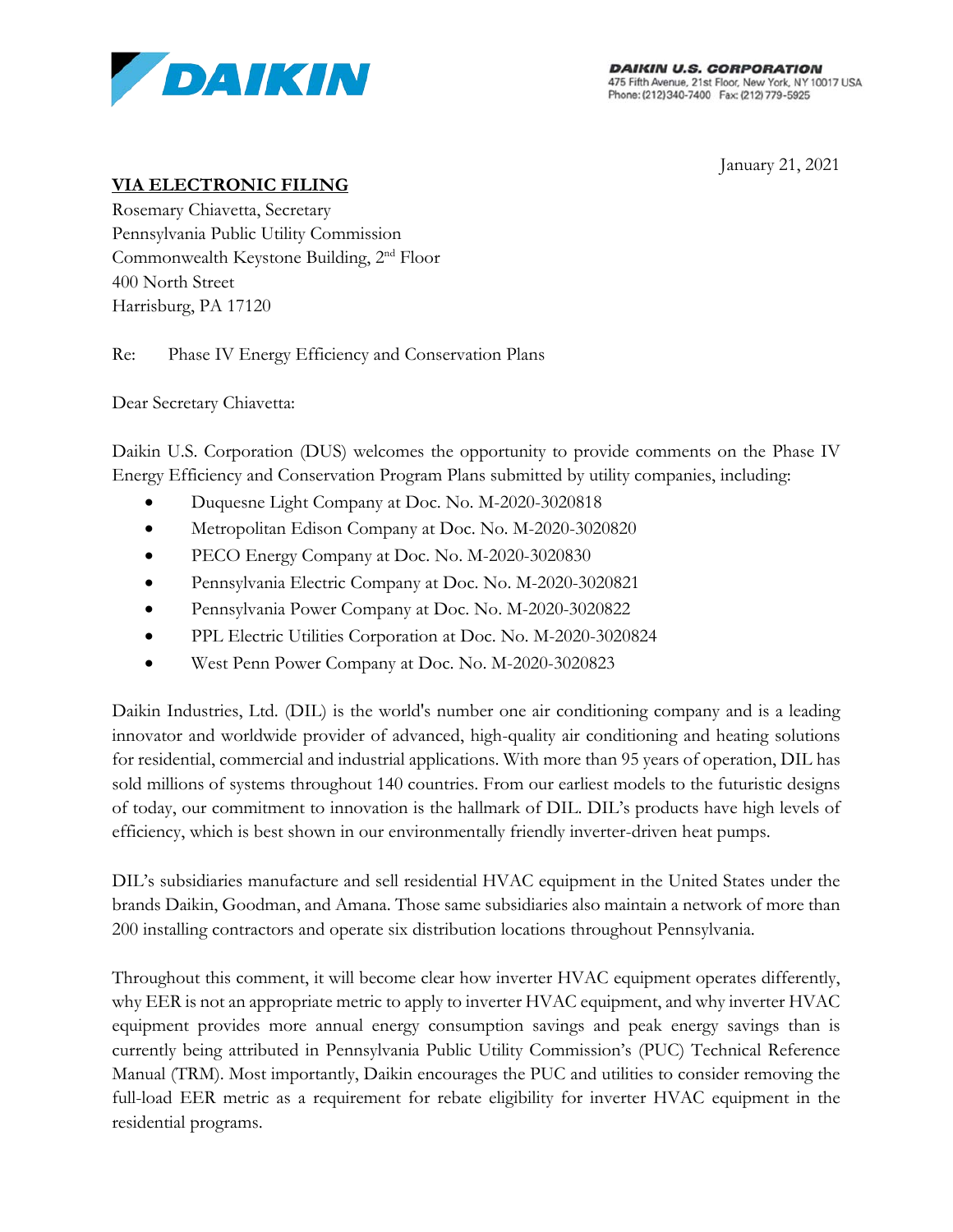DAIKIN

**DAIKIN U.S. CORPORATION**
475 Fifth Avenue, 21st Floor, New York, NY 10017 USA
Phone: (212)340-7400 Fax: (212) 779-5925

January 21, 2021

**VIA ELECTRONIC FILING**
Rosemary Chiavetta, Secretary
Pennsylvania Public Utility Commission
Commonwealth Keystone Building, 2nd Floor
400 North Street
Harrisburg, PA 17120

Re: Phase IV Energy Efficiency and Conservation Plans

Dear Secretary Chiavetta:

Daikin U.S. Corporation (DUS) welcomes the opportunity to provide comments on the Phase IV Energy Efficiency and Conservation Program Plans submitted by utility companies, including:

- Duquesne Light Company at Doc. No. M-2020-3020818
- Metropolitan Edison Company at Doc. No. M-2020-3020820
- PECO Energy Company at Doc. No. M-2020-3020830
- Pennsylvania Electric Company at Doc. No. M-2020-3020821
- Pennsylvania Power Company at Doc. No. M-2020-3020822
- PPL Electric Utilities Corporation at Doc. No. M-2020-3020824
- West Penn Power Company at Doc. No. M-2020-3020823

Daikin Industries, Ltd. (DIL) is the world's number one air conditioning company and is a leading innovator and worldwide provider of advanced, high-quality air conditioning and heating solutions for residential, commercial and industrial applications. With more than 95 years of operation, DIL has sold millions of systems throughout 140 countries. From our earliest models to the futuristic designs of today, our commitment to innovation is the hallmark of DIL. DIL's products have high levels of efficiency, which is best shown in our environmentally friendly inverter-driven heat pumps.

DIL's subsidiaries manufacture and sell residential HVAC equipment in the United States under the brands Daikin, Goodman, and Amana. Those same subsidiaries also maintain a network of more than 200 installing contractors and operate six distribution locations throughout Pennsylvania.

Throughout this comment, it will become clear how inverter HVAC equipment operates differently, why EER is not an appropriate metric to apply to inverter HVAC equipment, and why inverter HVAC equipment provides more annual energy consumption savings and peak energy savings than is currently being attributed in Pennsylvania Public Utility Commission's (PUC) Technical Reference Manual (TRM). Most importantly, Daikin encourages the PUC and utilities to consider removing the full-load EER metric as a requirement for rebate eligibility for inverter HVAC equipment in the residential programs.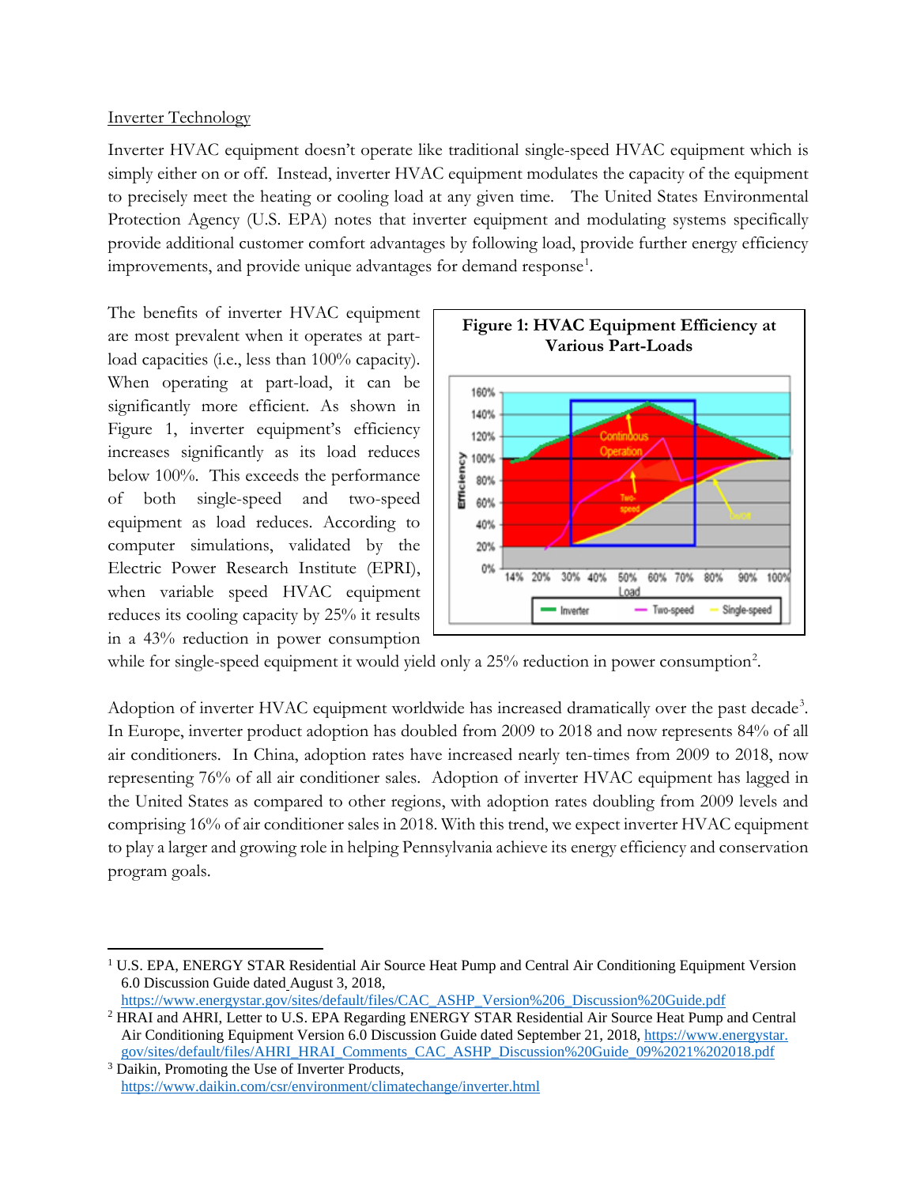Inverter Technology

Inverter HVAC equipment doesn't operate like traditional single-speed HVAC equipment which is simply either on or off. Instead, inverter HVAC equipment modulates the capacity of the equipment to precisely meet the heating or cooling load at any given time. The United States Environmental Protection Agency (U.S. EPA) notes that inverter equipment and modulating systems specifically provide additional customer comfort advantages by following load, provide further energy efficiency improvements, and provide unique advantages for demand response[1].

The benefits of inverter HVAC equipment are most prevalent when it operates at part-load capacities (i.e., less than 100% capacity). When operating at part-load, it can be significantly more efficient. As shown in Figure 1, inverter equipment's efficiency increases significantly as its load reduces below 100%. This exceeds the performance of both single-speed and two-speed equipment as load reduces. According to computer simulations, validated by the Electric Power Research Institute (EPRI), when variable speed HVAC equipment reduces its cooling capacity by 25% it results in a 43% reduction in power consumption while for single-speed equipment it would yield only a 25% reduction in power consumption[2].

**Figure 1: HVAC Equipment Efficiency at Various Part-Loads**

Adoption of inverter HVAC equipment worldwide has increased dramatically over the past decade[3]. In Europe, inverter product adoption has doubled from 2009 to 2018 and now represents 84% of all air conditioners. In China, adoption rates have increased nearly ten-times from 2009 to 2018, now representing 76% of all air conditioner sales. Adoption of inverter HVAC equipment has lagged in the United States as compared to other regions, with adoption rates doubling from 2009 levels and comprising 16% of air conditioner sales in 2018. With this trend, we expect inverter HVAC equipment to play a larger and growing role in helping Pennsylvania achieve its energy efficiency and conservation program goals.

---

[1] U.S. EPA, ENERGY STAR Residential Air Source Heat Pump and Central Air Conditioning Equipment Version 6.0 Discussion Guide dated August 3, 2018, https://www.energystar.gov/sites/default/files/CAC_ASHP_Version%206_Discussion%20Guide.pdf

[2] HRAI and AHRI, Letter to U.S. EPA Regarding ENERGY STAR Residential Air Source Heat Pump and Central Air Conditioning Equipment Version 6.0 Discussion Guide dated September 21, 2018, https://www.energystar.gov/sites/default/files/AHRI_HRAI_Comments_CAC_ASHP_Discussion%20Guide_09%2021%202018.pdf

[3] Daikin, Promoting the Use of Inverter Products, https://www.daikin.com/csr/environment/climatechange/inverter.html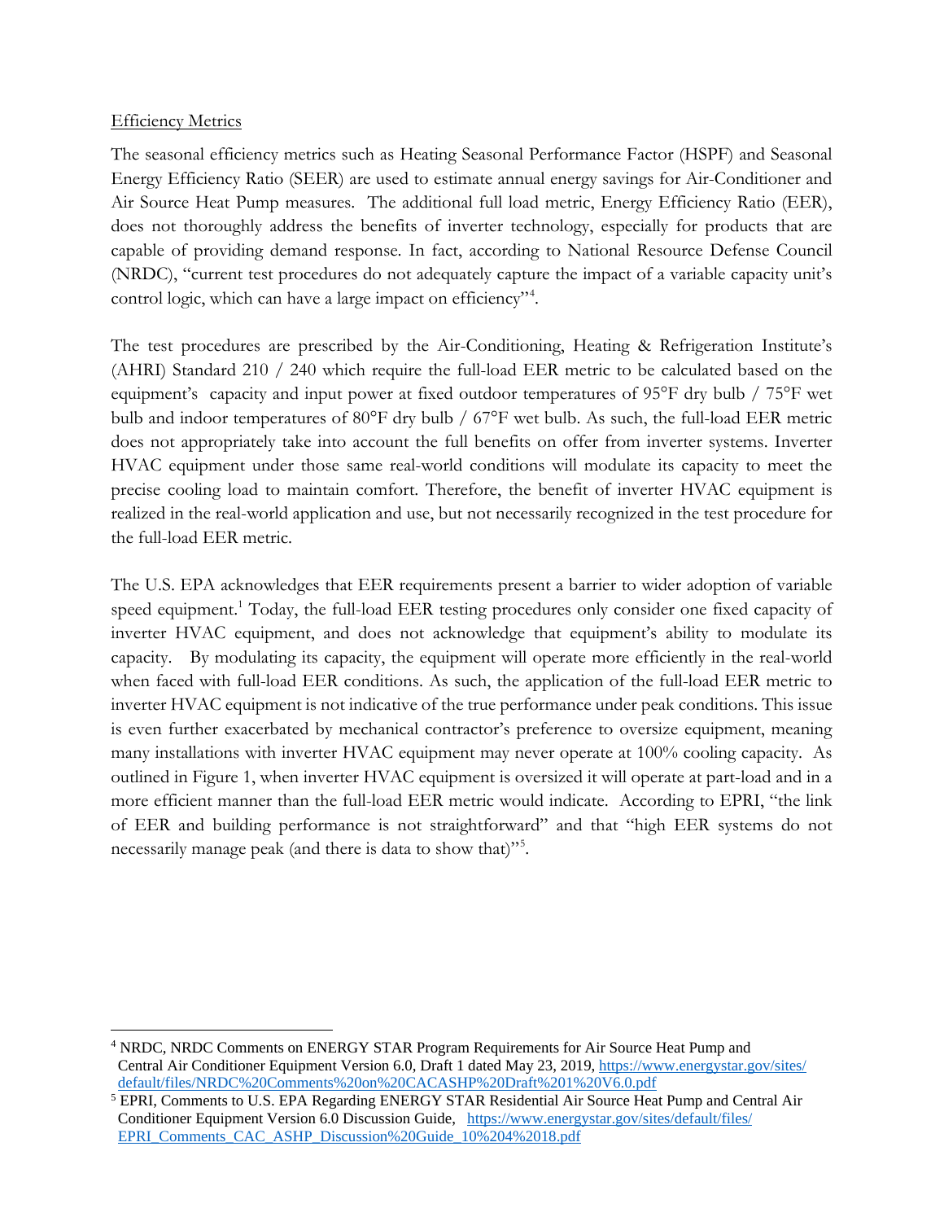Efficiency Metrics

The seasonal efficiency metrics such as Heating Seasonal Performance Factor (HSPF) and Seasonal Energy Efficiency Ratio (SEER) are used to estimate annual energy savings for Air-Conditioner and Air Source Heat Pump measures. The additional full load metric, Energy Efficiency Ratio (EER), does not thoroughly address the benefits of inverter technology, especially for products that are capable of providing demand response. In fact, according to National Resource Defense Council (NRDC), "current test procedures do not adequately capture the impact of a variable capacity unit's control logic, which can have a large impact on efficiency"[4].

The test procedures are prescribed by the Air-Conditioning, Heating & Refrigeration Institute's (AHRI) Standard 210 / 240 which require the full-load EER metric to be calculated based on the equipment's capacity and input power at fixed outdoor temperatures of 95°F dry bulb / 75°F wet bulb and indoor temperatures of 80°F dry bulb / 67°F wet bulb. As such, the full-load EER metric does not appropriately take into account the full benefits on offer from inverter systems. Inverter HVAC equipment under those same real-world conditions will modulate its capacity to meet the precise cooling load to maintain comfort. Therefore, the benefit of inverter HVAC equipment is realized in the real-world application and use, but not necessarily recognized in the test procedure for the full-load EER metric.

The U.S. EPA acknowledges that EER requirements present a barrier to wider adoption of variable speed equipment.[1] Today, the full-load EER testing procedures only consider one fixed capacity of inverter HVAC equipment, and does not acknowledge that equipment's ability to modulate its capacity. By modulating its capacity, the equipment will operate more efficiently in the real-world when faced with full-load EER conditions. As such, the application of the full-load EER metric to inverter HVAC equipment is not indicative of the true performance under peak conditions. This issue is even further exacerbated by mechanical contractor's preference to oversize equipment, meaning many installations with inverter HVAC equipment may never operate at 100% cooling capacity. As outlined in Figure 1, when inverter HVAC equipment is oversized it will operate at part-load and in a more efficient manner than the full-load EER metric would indicate. According to EPRI, "the link of EER and building performance is not straightforward" and that "high EER systems do not necessarily manage peak (and there is data to show that)"[5].

---

[4] NRDC, NRDC Comments on ENERGY STAR Program Requirements for Air Source Heat Pump and Central Air Conditioner Equipment Version 6.0, Draft 1 dated May 23, 2019, https://www.energystar.gov/sites/default/files/NRDC%20Comments%20on%20CACASHP%20Draft%201%20V6.0.pdf

[5] EPRI, Comments to U.S. EPA Regarding ENERGY STAR Residential Air Source Heat Pump and Central Air Conditioner Equipment Version 6.0 Discussion Guide, https://www.energystar.gov/sites/default/files/EPRI_Comments_CAC_ASHP_Discussion%20Guide_10%204%2018.pdf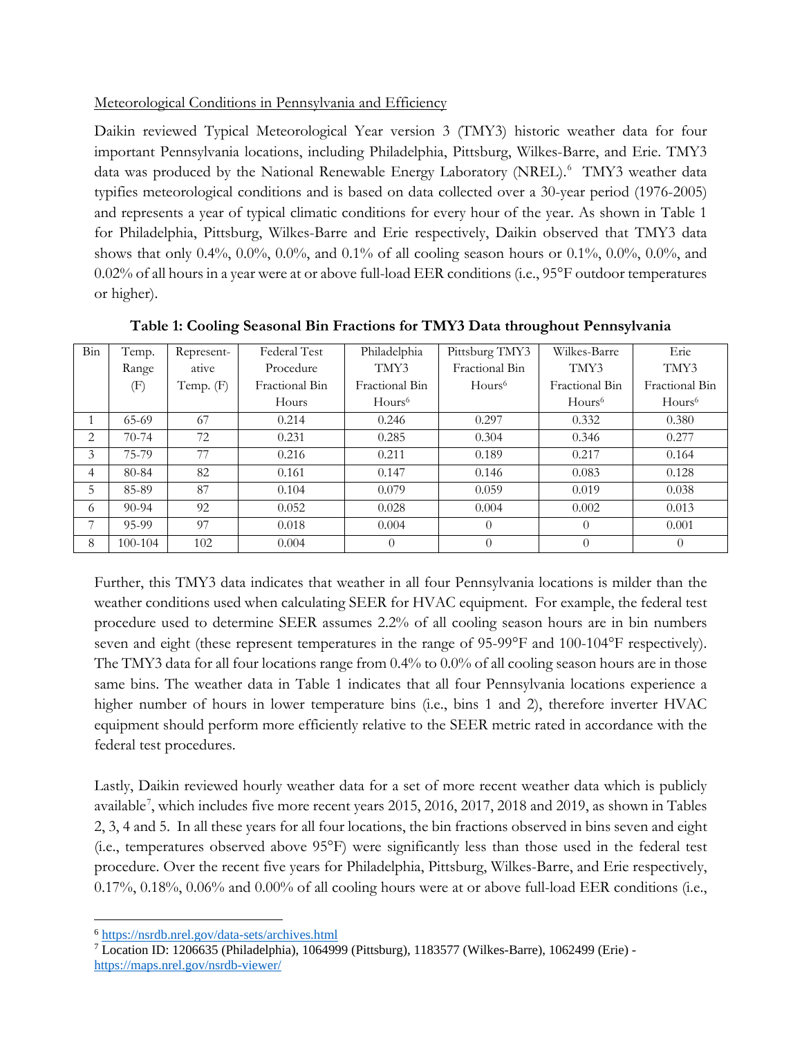Meteorological Conditions in Pennsylvania and Efficiency

Daikin reviewed Typical Meteorological Year version 3 (TMY3) historic weather data for four important Pennsylvania locations, including Philadelphia, Pittsburg, Wilkes-Barre, and Erie. TMY3 data was produced by the National Renewable Energy Laboratory (NREL).[6] TMY3 weather data typifies meteorological conditions and is based on data collected over a 30-year period (1976-2005) and represents a year of typical climatic conditions for every hour of the year. As shown in Table 1 for Philadelphia, Pittsburg, Wilkes-Barre and Erie respectively, Daikin observed that TMY3 data shows that only 0.4%, 0.0%, 0.0%, and 0.1% of all cooling season hours or 0.1%, 0.0%, 0.0%, and 0.02% of all hours in a year were at or above full-load EER conditions (i.e., 95°F outdoor temperatures or higher).

**Table 1: Cooling Seasonal Bin Fractions for TMY3 Data throughout Pennsylvania**

| Bin | Temp. Range (F) | Representative Temp. (F) | Federal Test Procedure Fractional Bin Hours | Philadelphia TMY3 Fractional Bin Hours[6] | Pittsburg TMY3 Fractional Bin Hours[6] | Wilkes-Barre TMY3 Fractional Bin Hours[6] | Erie TMY3 Fractional Bin Hours[6] |
|---|---|---|---|---|---|---|---|
| 1 | 65-69 | 67 | 0.214 | 0.246 | 0.297 | 0.332 | 0.380 |
| 2 | 70-74 | 72 | 0.231 | 0.285 | 0.304 | 0.346 | 0.277 |
| 3 | 75-79 | 77 | 0.216 | 0.211 | 0.189 | 0.217 | 0.164 |
| 4 | 80-84 | 82 | 0.161 | 0.147 | 0.146 | 0.083 | 0.128 |
| 5 | 85-89 | 87 | 0.104 | 0.079 | 0.059 | 0.019 | 0.038 |
| 6 | 90-94 | 92 | 0.052 | 0.028 | 0.004 | 0.002 | 0.013 |
| 7 | 95-99 | 97 | 0.018 | 0.004 | 0 | 0 | 0.001 |
| 8 | 100-104 | 102 | 0.004 | 0 | 0 | 0 | 0 |

Further, this TMY3 data indicates that weather in all four Pennsylvania locations is milder than the weather conditions used when calculating SEER for HVAC equipment. For example, the federal test procedure used to determine SEER assumes 2.2% of all cooling season hours are in bin numbers seven and eight (these represent temperatures in the range of 95-99°F and 100-104°F respectively). The TMY3 data for all four locations range from 0.4% to 0.0% of all cooling season hours are in those same bins. The weather data in Table 1 indicates that all four Pennsylvania locations experience a higher number of hours in lower temperature bins (i.e., bins 1 and 2), therefore inverter HVAC equipment should perform more efficiently relative to the SEER metric rated in accordance with the federal test procedures.

Lastly, Daikin reviewed hourly weather data for a set of more recent weather data which is publicly available[7], which includes five more recent years 2015, 2016, 2017, 2018 and 2019, as shown in Tables 2, 3, 4 and 5. In all these years for all four locations, the bin fractions observed in bins seven and eight (i.e., temperatures observed above 95°F) were significantly less than those used in the federal test procedure. Over the recent five years for Philadelphia, Pittsburg, Wilkes-Barre, and Erie respectively, 0.17%, 0.18%, 0.06% and 0.00% of all cooling hours were at or above full-load EER conditions (i.e.,

[6] https://nsrdb.nrel.gov/data-sets/archives.html

[7] Location ID: 1206635 (Philadelphia), 1064999 (Pittsburg), 1183577 (Wilkes-Barre), 1062499 (Erie) - https://maps.nrel.gov/nsrdb-viewer/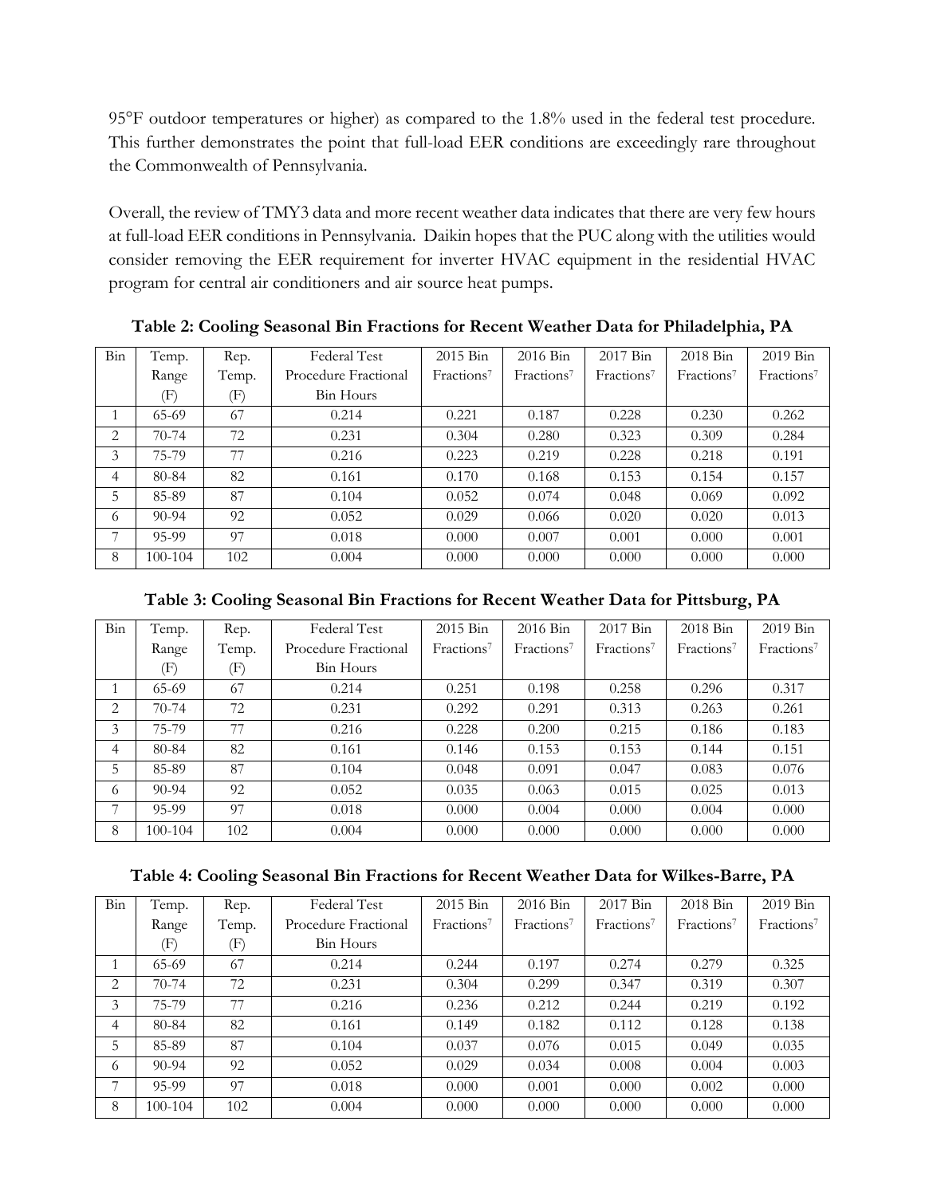95°F outdoor temperatures or higher) as compared to the 1.8% used in the federal test procedure. This further demonstrates the point that full-load EER conditions are exceedingly rare throughout the Commonwealth of Pennsylvania.

Overall, the review of TMY3 data and more recent weather data indicates that there are very few hours at full-load EER conditions in Pennsylvania. Daikin hopes that the PUC along with the utilities would consider removing the EER requirement for inverter HVAC equipment in the residential HVAC program for central air conditioners and air source heat pumps.

**Table 2: Cooling Seasonal Bin Fractions for Recent Weather Data for Philadelphia, PA**

| Bin | Temp. Range (F) | Rep. Temp. (F) | Federal Test Procedure Fractional Bin Hours | 2015 Bin Fractions[7] | 2016 Bin Fractions[7] | 2017 Bin Fractions[7] | 2018 Bin Fractions[7] | 2019 Bin Fractions[7] |
|---|---|---|---|---|---|---|---|---|
| 1 | 65-69 | 67 | 0.214 | 0.221 | 0.187 | 0.228 | 0.230 | 0.262 |
| 2 | 70-74 | 72 | 0.231 | 0.304 | 0.280 | 0.323 | 0.309 | 0.284 |
| 3 | 75-79 | 77 | 0.216 | 0.223 | 0.219 | 0.228 | 0.218 | 0.191 |
| 4 | 80-84 | 82 | 0.161 | 0.170 | 0.168 | 0.153 | 0.154 | 0.157 |
| 5 | 85-89 | 87 | 0.104 | 0.052 | 0.074 | 0.048 | 0.069 | 0.092 |
| 6 | 90-94 | 92 | 0.052 | 0.029 | 0.066 | 0.020 | 0.020 | 0.013 |
| 7 | 95-99 | 97 | 0.018 | 0.000 | 0.007 | 0.001 | 0.000 | 0.001 |
| 8 | 100-104 | 102 | 0.004 | 0.000 | 0.000 | 0.000 | 0.000 | 0.000 |

**Table 3: Cooling Seasonal Bin Fractions for Recent Weather Data for Pittsburg, PA**

| Bin | Temp. Range (F) | Rep. Temp. (F) | Federal Test Procedure Fractional Bin Hours | 2015 Bin Fractions[7] | 2016 Bin Fractions[7] | 2017 Bin Fractions[7] | 2018 Bin Fractions[7] | 2019 Bin Fractions[7] |
|---|---|---|---|---|---|---|---|---|
| 1 | 65-69 | 67 | 0.214 | 0.251 | 0.198 | 0.258 | 0.296 | 0.317 |
| 2 | 70-74 | 72 | 0.231 | 0.292 | 0.291 | 0.313 | 0.263 | 0.261 |
| 3 | 75-79 | 77 | 0.216 | 0.228 | 0.200 | 0.215 | 0.186 | 0.183 |
| 4 | 80-84 | 82 | 0.161 | 0.146 | 0.153 | 0.153 | 0.144 | 0.151 |
| 5 | 85-89 | 87 | 0.104 | 0.048 | 0.091 | 0.047 | 0.083 | 0.076 |
| 6 | 90-94 | 92 | 0.052 | 0.035 | 0.063 | 0.015 | 0.025 | 0.013 |
| 7 | 95-99 | 97 | 0.018 | 0.000 | 0.004 | 0.000 | 0.004 | 0.000 |
| 8 | 100-104 | 102 | 0.004 | 0.000 | 0.000 | 0.000 | 0.000 | 0.000 |

**Table 4: Cooling Seasonal Bin Fractions for Recent Weather Data for Wilkes-Barre, PA**

| Bin | Temp. Range (F) | Rep. Temp. (F) | Federal Test Procedure Fractional Bin Hours | 2015 Bin Fractions[7] | 2016 Bin Fractions[7] | 2017 Bin Fractions[7] | 2018 Bin Fractions[7] | 2019 Bin Fractions[7] |
|---|---|---|---|---|---|---|---|---|
| 1 | 65-69 | 67 | 0.214 | 0.244 | 0.197 | 0.274 | 0.279 | 0.325 |
| 2 | 70-74 | 72 | 0.231 | 0.304 | 0.299 | 0.347 | 0.319 | 0.307 |
| 3 | 75-79 | 77 | 0.216 | 0.236 | 0.212 | 0.244 | 0.219 | 0.192 |
| 4 | 80-84 | 82 | 0.161 | 0.149 | 0.182 | 0.112 | 0.128 | 0.138 |
| 5 | 85-89 | 87 | 0.104 | 0.037 | 0.076 | 0.015 | 0.049 | 0.035 |
| 6 | 90-94 | 92 | 0.052 | 0.029 | 0.034 | 0.008 | 0.004 | 0.003 |
| 7 | 95-99 | 97 | 0.018 | 0.000 | 0.001 | 0.000 | 0.002 | 0.000 |
| 8 | 100-104 | 102 | 0.004 | 0.000 | 0.000 | 0.000 | 0.000 | 0.000 |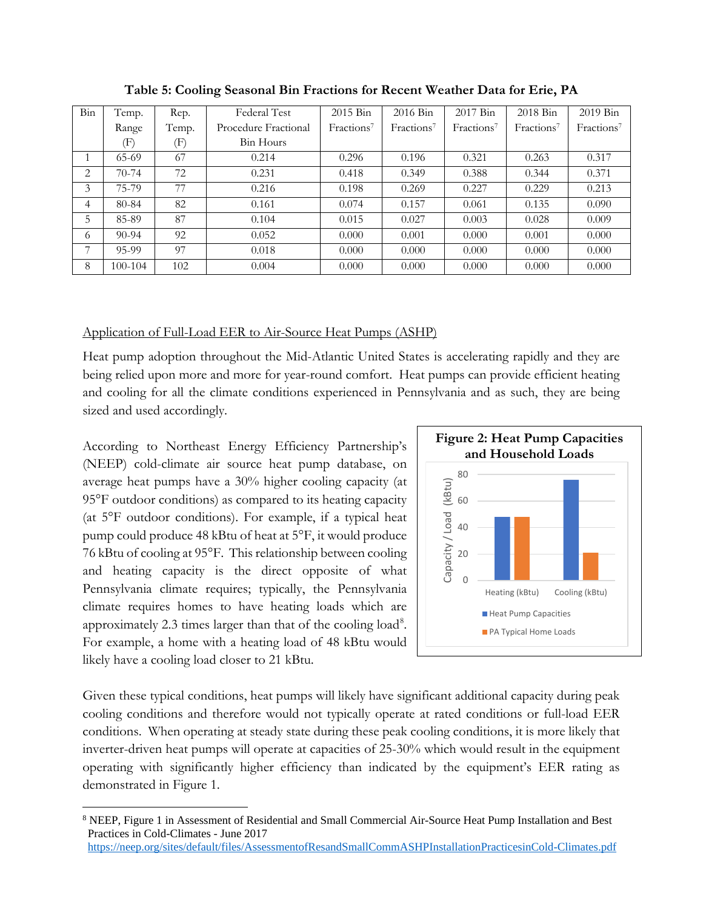**Table 5: Cooling Seasonal Bin Fractions for Recent Weather Data for Erie, PA**

| Bin | Temp. Range (F) | Rep. Temp. (F) | Federal Test Procedure Fractional Bin Hours | 2015 Bin Fractions[7] | 2016 Bin Fractions[7] | 2017 Bin Fractions[7] | 2018 Bin Fractions[7] | 2019 Bin Fractions[7] |
|---|---|---|---|---|---|---|---|---|
| 1 | 65-69 | 67 | 0.214 | 0.296 | 0.196 | 0.321 | 0.263 | 0.317 |
| 2 | 70-74 | 72 | 0.231 | 0.418 | 0.349 | 0.388 | 0.344 | 0.371 |
| 3 | 75-79 | 77 | 0.216 | 0.198 | 0.269 | 0.227 | 0.229 | 0.213 |
| 4 | 80-84 | 82 | 0.161 | 0.074 | 0.157 | 0.061 | 0.135 | 0.090 |
| 5 | 85-89 | 87 | 0.104 | 0.015 | 0.027 | 0.003 | 0.028 | 0.009 |
| 6 | 90-94 | 92 | 0.052 | 0.000 | 0.001 | 0.000 | 0.001 | 0.000 |
| 7 | 95-99 | 97 | 0.018 | 0.000 | 0.000 | 0.000 | 0.000 | 0.000 |
| 8 | 100-104 | 102 | 0.004 | 0.000 | 0.000 | 0.000 | 0.000 | 0.000 |

Application of Full-Load EER to Air-Source Heat Pumps (ASHP)

Heat pump adoption throughout the Mid-Atlantic United States is accelerating rapidly and they are being relied upon more and more for year-round comfort. Heat pumps can provide efficient heating and cooling for all the climate conditions experienced in Pennsylvania and as such, they are being sized and used accordingly.

According to Northeast Energy Efficiency Partnership's (NEEP) cold-climate air source heat pump database, on average heat pumps have a 30% higher cooling capacity (at 95°F outdoor conditions) as compared to its heating capacity (at 5°F outdoor conditions). For example, if a typical heat pump could produce 48 kBtu of heat at 5°F, it would produce 76 kBtu of cooling at 95°F. This relationship between cooling and heating capacity is the direct opposite of what Pennsylvania climate requires; typically, the Pennsylvania climate requires homes to have heating loads which are approximately 2.3 times larger than that of the cooling load[8]. For example, a home with a heating load of 48 kBtu would likely have a cooling load closer to 21 kBtu.

**Figure 2: Heat Pump Capacities and Household Loads**

Given these typical conditions, heat pumps will likely have significant additional capacity during peak cooling conditions and therefore would not typically operate at rated conditions or full-load EER conditions. When operating at steady state during these peak cooling conditions, it is more likely that inverter-driven heat pumps will operate at capacities of 25-30% which would result in the equipment operating with significantly higher efficiency than indicated by the equipment's EER rating as demonstrated in Figure 1.

[8] NEEP, Figure 1 in Assessment of Residential and Small Commercial Air-Source Heat Pump Installation and Best Practices in Cold-Climates - June 2017 https://neep.org/sites/default/files/AssessmentofResandSmallCommASHPInstallationPracticesinCold-Climates.pdf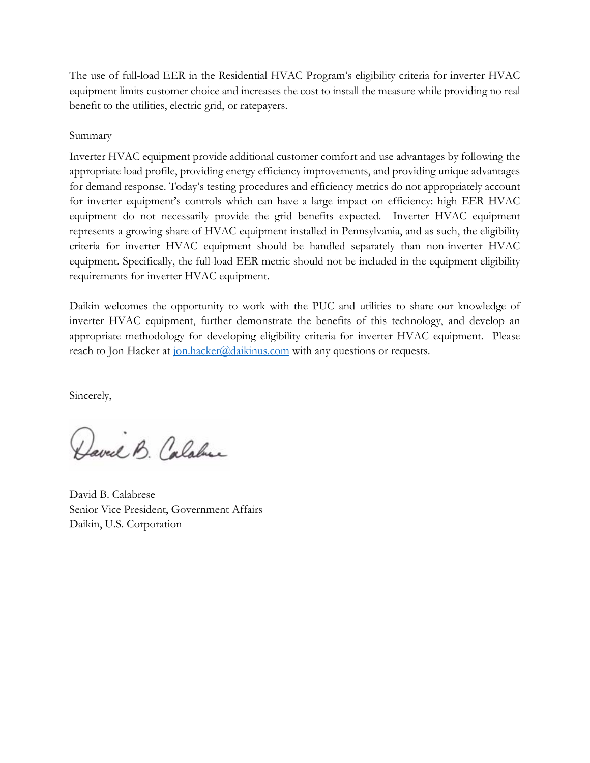The use of full-load EER in the Residential HVAC Program's eligibility criteria for inverter HVAC equipment limits customer choice and increases the cost to install the measure while providing no real benefit to the utilities, electric grid, or ratepayers.

Summary

Inverter HVAC equipment provide additional customer comfort and use advantages by following the appropriate load profile, providing energy efficiency improvements, and providing unique advantages for demand response. Today's testing procedures and efficiency metrics do not appropriately account for inverter equipment's controls which can have a large impact on efficiency: high EER HVAC equipment do not necessarily provide the grid benefits expected. Inverter HVAC equipment represents a growing share of HVAC equipment installed in Pennsylvania, and as such, the eligibility criteria for inverter HVAC equipment should be handled separately than non-inverter HVAC equipment. Specifically, the full-load EER metric should not be included in the equipment eligibility requirements for inverter HVAC equipment.

Daikin welcomes the opportunity to work with the PUC and utilities to share our knowledge of inverter HVAC equipment, further demonstrate the benefits of this technology, and develop an appropriate methodology for developing eligibility criteria for inverter HVAC equipment. Please reach to Jon Hacker at jon.hacker@daikinus.com with any questions or requests.

Sincerely,

David B. Calabrese
Senior Vice President, Government Affairs
Daikin, U.S. Corporation